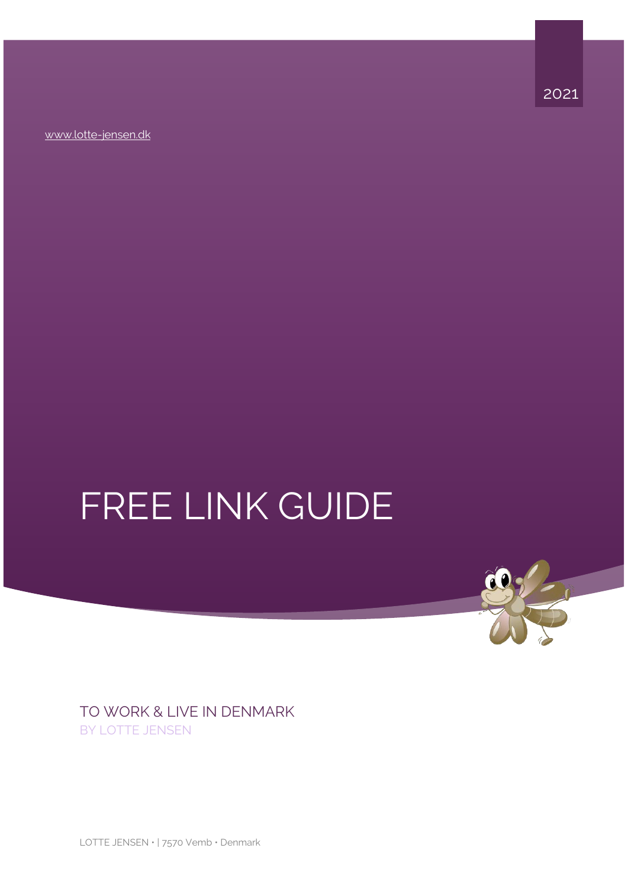2021

www.lotte-jensen.dk

# FREE LINK GUIDE

## TO WORK & LIVE IN DENMARK

BY LOTTE JENSEN

LOTTE JENSEN • | 7570 Vemb • Denmark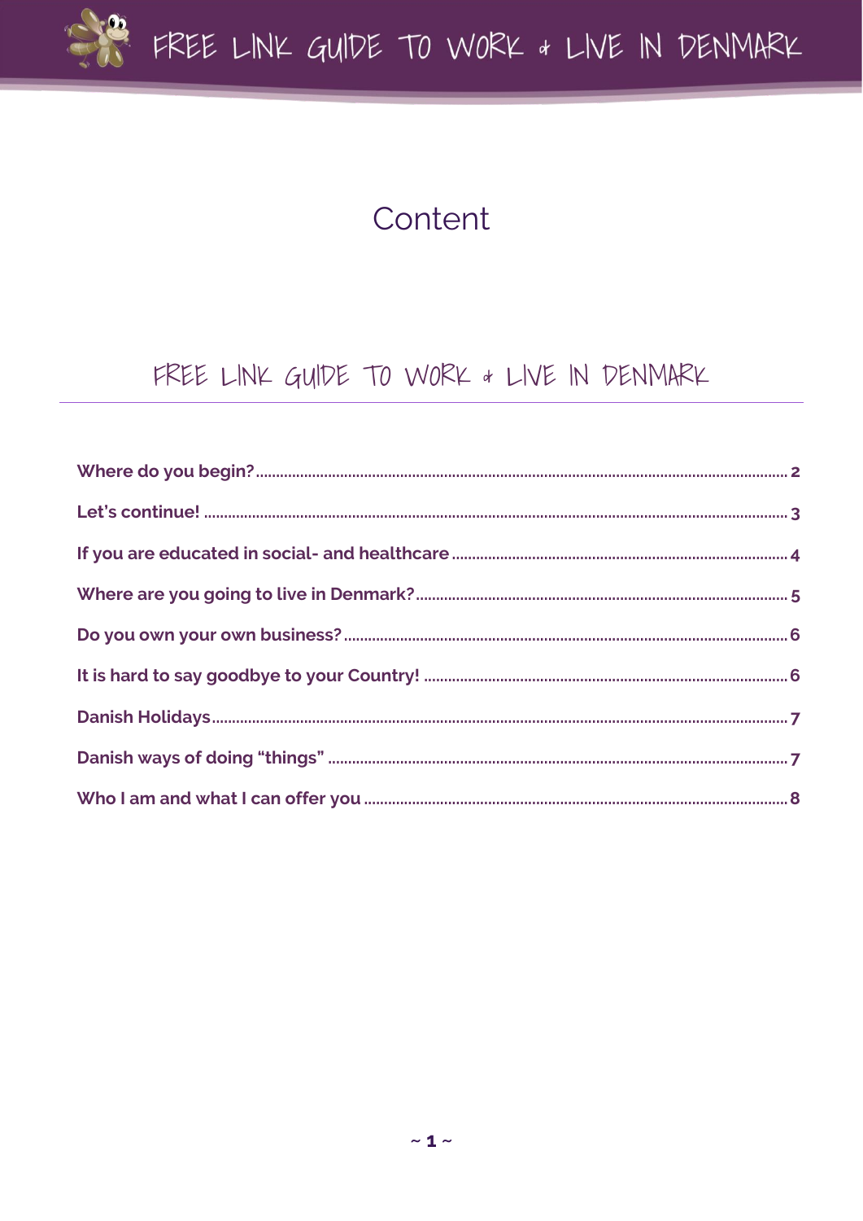# Content

## FREE LINK GUIDE TO WORK & LIVE IN DENMARK

- Where do you begin? ..... 2
- Let's continue! ..... 3
- If you are educated in social- and healthcare ..... 4
- Where are you going to live in Denmark? ..... 5
- Do you own your own business? ..... 6
- It is hard to say goodbye to your Country! ..... 6
- Danish Holidays ..... 7
- Danish ways of doing "things" ..... 7
- Who I am and what I can offer you ..... 8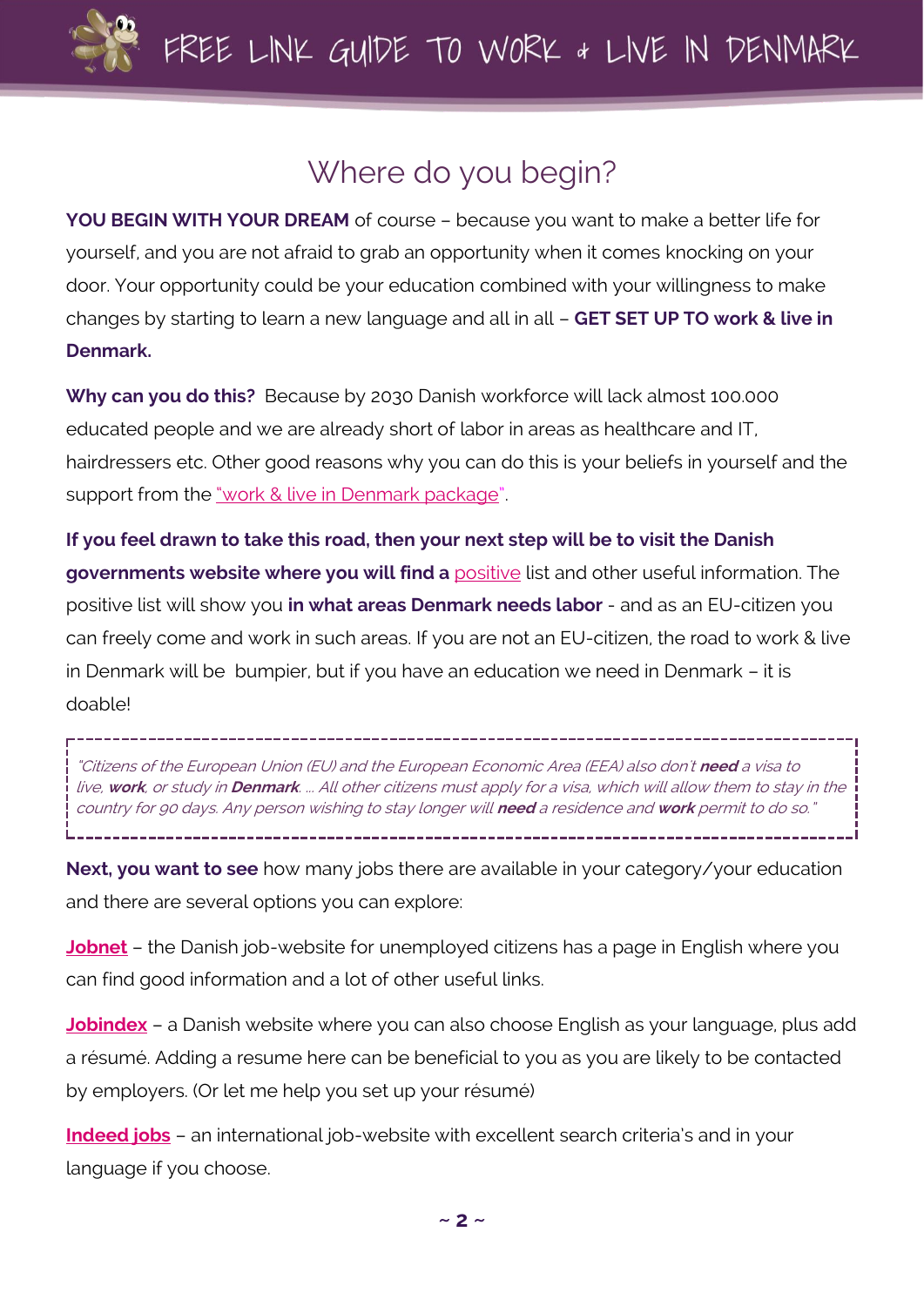# Where do you begin?

**YOU BEGIN WITH YOUR DREAM** of course – because you want to make a better life for yourself, and you are not afraid to grab an opportunity when it comes knocking on your door. Your opportunity could be your education combined with your willingness to make changes by starting to learn a new language and all in all – **GET SET UP TO work & live in Denmark.**

**Why can you do this?** Because by 2030 Danish workforce will lack almost 100.000 educated people and we are already short of labor in areas as healthcare and IT, hairdressers etc. Other good reasons why you can do this is your beliefs in yourself and the support from the "work & live in Denmark package".

**If you feel drawn to take this road, then your next step will be to visit the Danish governments website where you will find a** positive list and other useful information. The positive list will show you **in what areas Denmark needs labor** - and as an EU-citizen you can freely come and work in such areas. If you are not an EU-citizen, the road to work & live in Denmark will be bumpier, but if you have an education we need in Denmark – it is doable!

> *"Citizens of the European Union (EU) and the European Economic Area (EEA) also don't **need** a visa to live, **work**, or study in **Denmark**. ... All other citizens must apply for a visa, which will allow them to stay in the country for 90 days. Any person wishing to stay longer will **need** a residence and **work** permit to do so."*

**Next, you want to see** how many jobs there are available in your category/your education and there are several options you can explore:

**Jobnet** – the Danish job-website for unemployed citizens has a page in English where you can find good information and a lot of other useful links.

**Jobindex** – a Danish website where you can also choose English as your language, plus add a résumé. Adding a resume here can be beneficial to you as you are likely to be contacted by employers. (Or let me help you set up your résumé)

**Indeed jobs** – an international job-website with excellent search criteria's and in your language if you choose.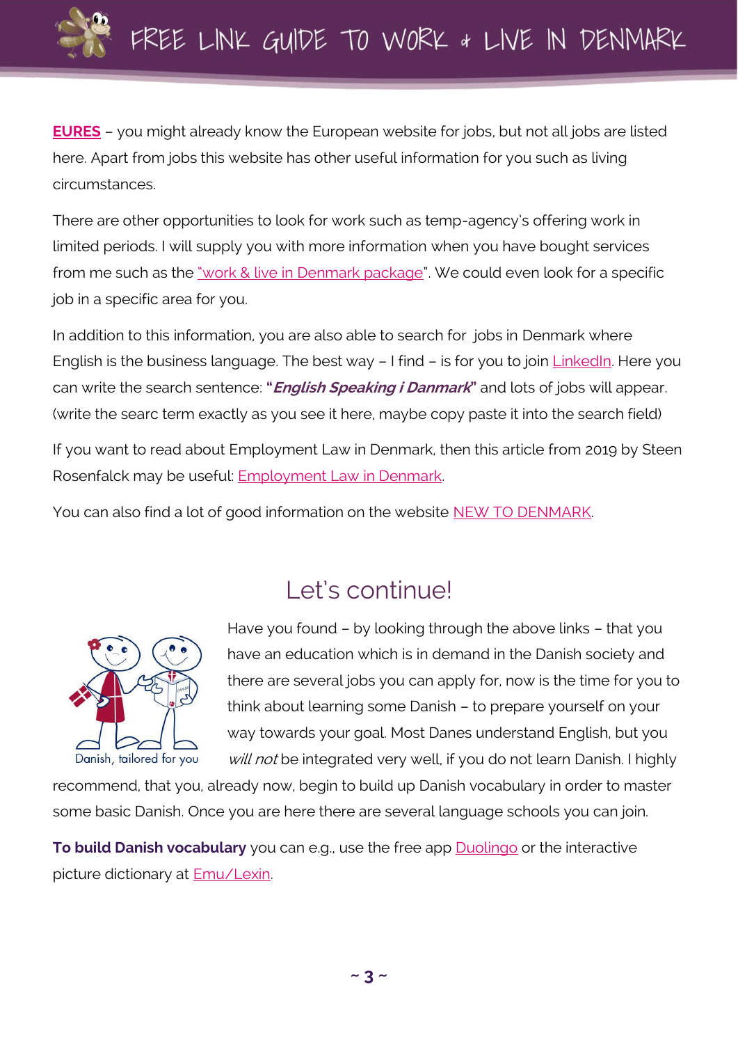**EURES** – you might already know the European website for jobs, but not all jobs are listed here. Apart from jobs this website has other useful information for you such as living circumstances.

There are other opportunities to look for work such as temp-agency's offering work in limited periods. I will supply you with more information when you have bought services from me such as the "work & live in Denmark package". We could even look for a specific job in a specific area for you.

In addition to this information, you are also able to search for jobs in Denmark where English is the business language. The best way – I find – is for you to join LinkedIn. Here you can write the search sentence: "***English Speaking i Danmark***" and lots of jobs will appear. (write the searc term exactly as you see it here, maybe copy paste it into the search field)

If you want to read about Employment Law in Denmark, then this article from 2019 by Steen Rosenfalck may be useful: Employment Law in Denmark.

You can also find a lot of good information on the website NEW TO DENMARK.

## Let's continue!

Danish, tailored for you

Have you found – by looking through the above links – that you have an education which is in demand in the Danish society and there are several jobs you can apply for, now is the time for you to think about learning some Danish – to prepare yourself on your way towards your goal. Most Danes understand English, but you *will not* be integrated very well, if you do not learn Danish. I highly recommend, that you, already now, begin to build up Danish vocabulary in order to master some basic Danish. Once you are here there are several language schools you can join.

**To build Danish vocabulary** you can e.g., use the free app Duolingo or the interactive picture dictionary at Emu/Lexin.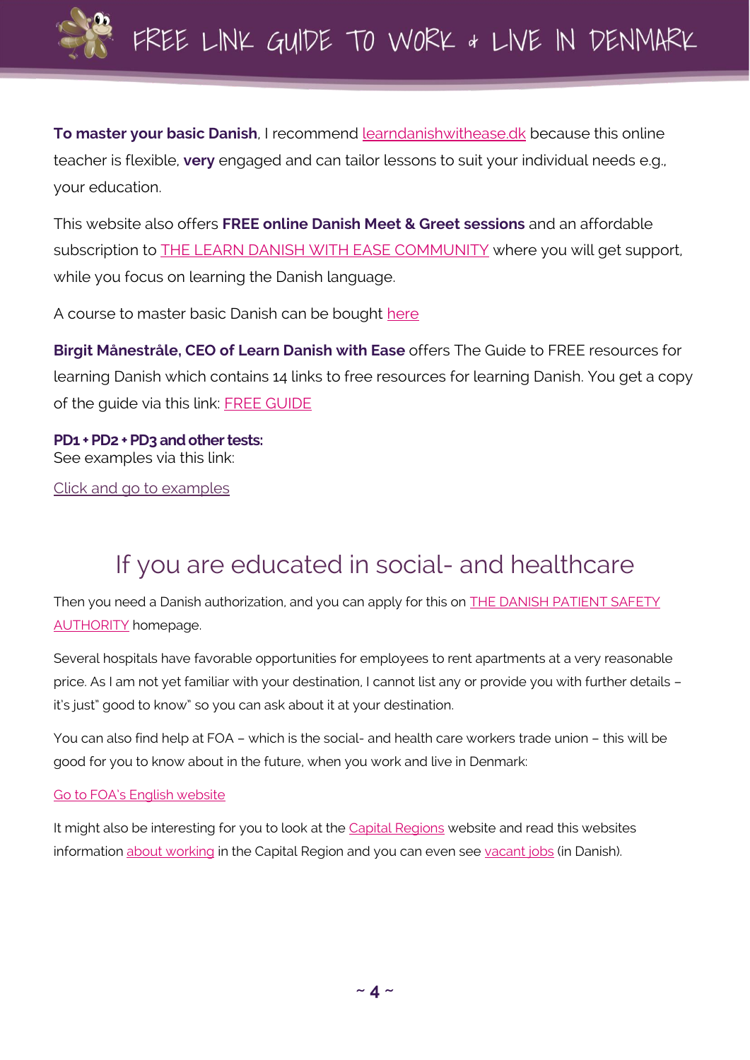**To master your basic Danish**, I recommend learndanishwithease.dk because this online teacher is flexible, **very** engaged and can tailor lessons to suit your individual needs e.g., your education.

This website also offers **FREE online Danish Meet & Greet sessions** and an affordable subscription to THE LEARN DANISH WITH EASE COMMUNITY where you will get support, while you focus on learning the Danish language.

A course to master basic Danish can be bought here

**Birgit Månestråle, CEO of Learn Danish with Ease** offers The Guide to FREE resources for learning Danish which contains 14 links to free resources for learning Danish. You get a copy of the guide via this link: FREE GUIDE

**PD1 + PD2 + PD3 and other tests:**
See examples via this link:

Click and go to examples

## If you are educated in social- and healthcare

Then you need a Danish authorization, and you can apply for this on THE DANISH PATIENT SAFETY AUTHORITY homepage.

Several hospitals have favorable opportunities for employees to rent apartments at a very reasonable price. As I am not yet familiar with your destination, I cannot list any or provide you with further details – it's just" good to know" so you can ask about it at your destination.

You can also find help at FOA – which is the social- and health care workers trade union – this will be good for you to know about in the future, when you work and live in Denmark:

Go to FOA's English website

It might also be interesting for you to look at the Capital Regions website and read this websites information about working in the Capital Region and you can even see vacant jobs (in Danish).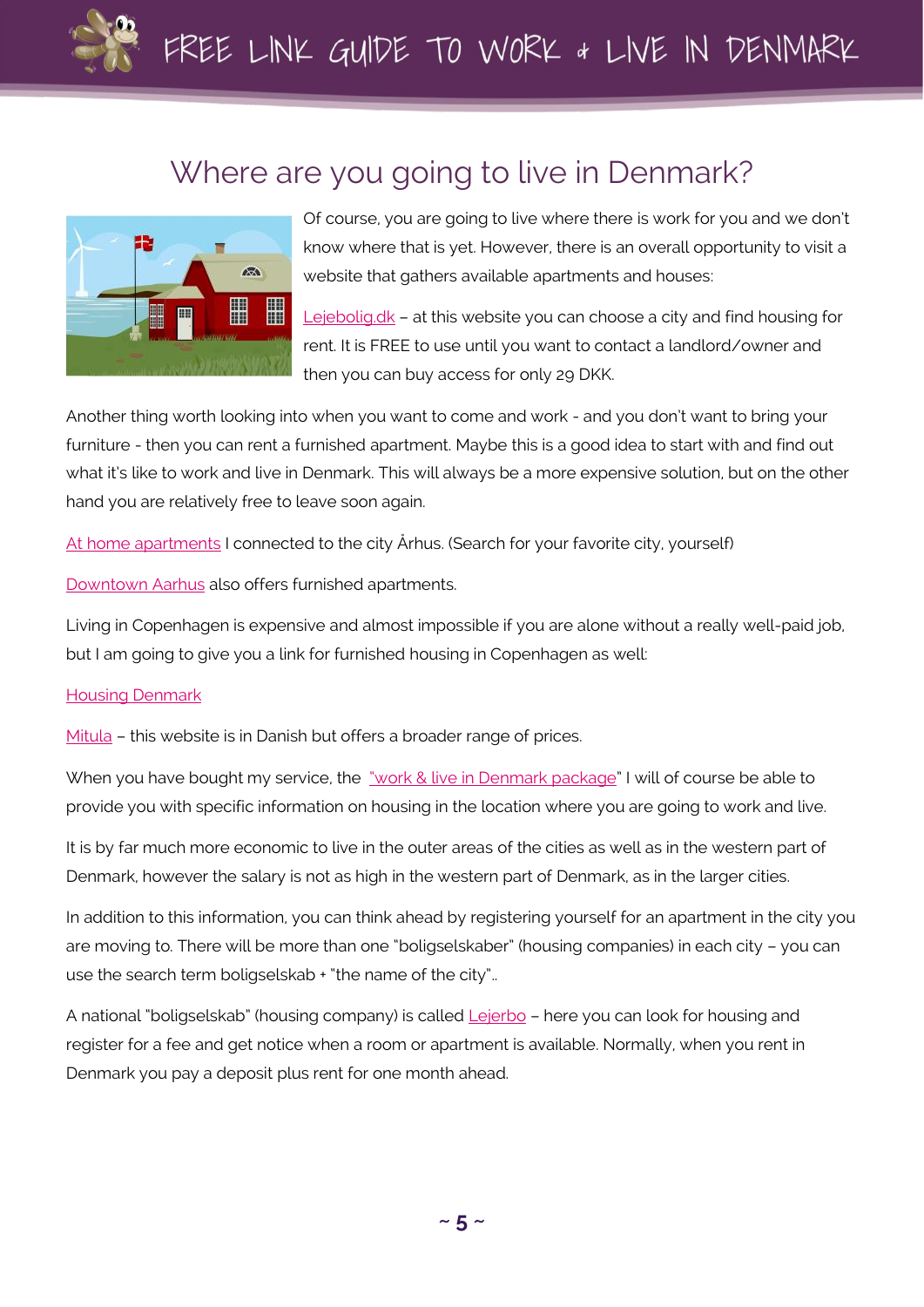# Where are you going to live in Denmark?

Of course, you are going to live where there is work for you and we don't know where that is yet. However, there is an overall opportunity to visit a website that gathers available apartments and houses:

Lejebolig.dk – at this website you can choose a city and find housing for rent. It is FREE to use until you want to contact a landlord/owner and then you can buy access for only 29 DKK.

Another thing worth looking into when you want to come and work - and you don't want to bring your furniture - then you can rent a furnished apartment. Maybe this is a good idea to start with and find out what it's like to work and live in Denmark. This will always be a more expensive solution, but on the other hand you are relatively free to leave soon again.

At home apartments I connected to the city Århus. (Search for your favorite city, yourself)

Downtown Aarhus also offers furnished apartments.

Living in Copenhagen is expensive and almost impossible if you are alone without a really well-paid job, but I am going to give you a link for furnished housing in Copenhagen as well:

Housing Denmark

Mitula – this website is in Danish but offers a broader range of prices.

When you have bought my service, the "work & live in Denmark package" I will of course be able to provide you with specific information on housing in the location where you are going to work and live.

It is by far much more economic to live in the outer areas of the cities as well as in the western part of Denmark, however the salary is not as high in the western part of Denmark, as in the larger cities.

In addition to this information, you can think ahead by registering yourself for an apartment in the city you are moving to. There will be more than one "boligselskaber" (housing companies) in each city – you can use the search term boligselskab + "the name of the city"..

A national "boligselskab" (housing company) is called Lejerbo – here you can look for housing and register for a fee and get notice when a room or apartment is available. Normally, when you rent in Denmark you pay a deposit plus rent for one month ahead.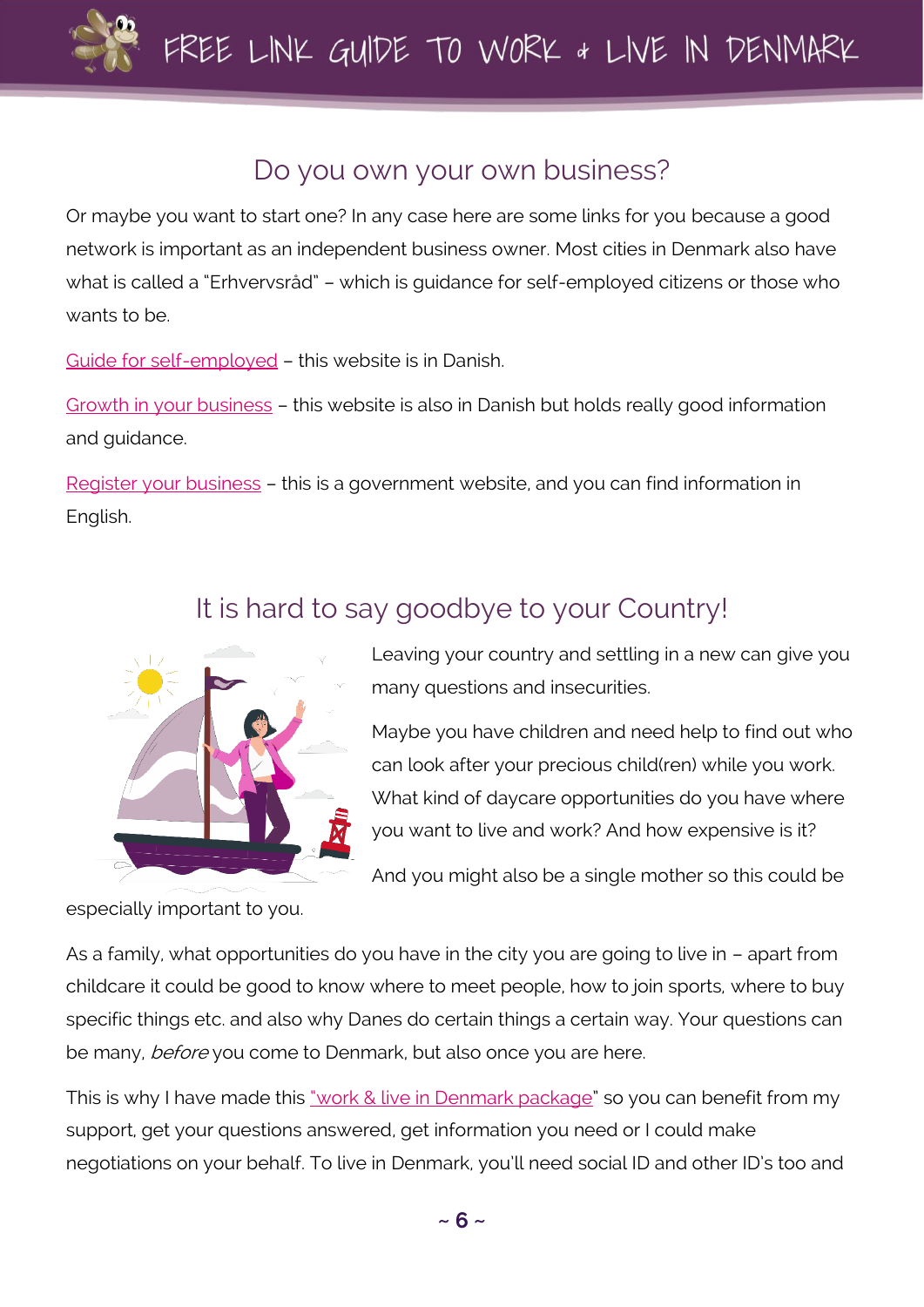## Do you own your own business?

Or maybe you want to start one? In any case here are some links for you because a good network is important as an independent business owner. Most cities in Denmark also have what is called a "Erhvervsråd" – which is guidance for self-employed citizens or those who wants to be.

Guide for self-employed – this website is in Danish.

Growth in your business – this website is also in Danish but holds really good information and guidance.

Register your business – this is a government website, and you can find information in English.

## It is hard to say goodbye to your Country!

Leaving your country and settling in a new can give you many questions and insecurities.

Maybe you have children and need help to find out who can look after your precious child(ren) while you work. What kind of daycare opportunities do you have where you want to live and work? And how expensive is it?

And you might also be a single mother so this could be especially important to you.

As a family, what opportunities do you have in the city you are going to live in – apart from childcare it could be good to know where to meet people, how to join sports, where to buy specific things etc. and also why Danes do certain things a certain way. Your questions can be many, *before* you come to Denmark, but also once you are here.

This is why I have made this "work & live in Denmark package" so you can benefit from my support, get your questions answered, get information you need or I could make negotiations on your behalf. To live in Denmark, you'll need social ID and other ID's too and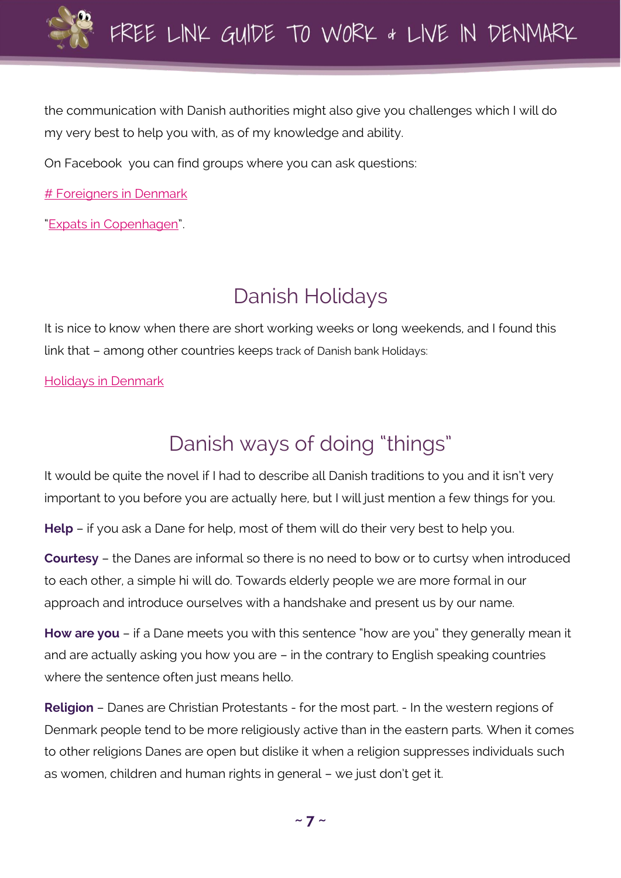the communication with Danish authorities might also give you challenges which I will do my very best to help you with, as of my knowledge and ability.

On Facebook  you can find groups where you can ask questions:

# Foreigners in Denmark

"Expats in Copenhagen".

## Danish Holidays

It is nice to know when there are short working weeks or long weekends, and I found this link that – among other countries keeps track of Danish bank Holidays:

Holidays in Denmark

## Danish ways of doing "things"

It would be quite the novel if I had to describe all Danish traditions to you and it isn't very important to you before you are actually here, but I will just mention a few things for you.

**Help** – if you ask a Dane for help, most of them will do their very best to help you.

**Courtesy** – the Danes are informal so there is no need to bow or to curtsy when introduced to each other, a simple hi will do. Towards elderly people we are more formal in our approach and introduce ourselves with a handshake and present us by our name.

**How are you** – if a Dane meets you with this sentence "how are you" they generally mean it and are actually asking you how you are – in the contrary to English speaking countries where the sentence often just means hello.

**Religion** – Danes are Christian Protestants - for the most part. - In the western regions of Denmark people tend to be more religiously active than in the eastern parts. When it comes to other religions Danes are open but dislike it when a religion suppresses individuals such as women, children and human rights in general – we just don't get it.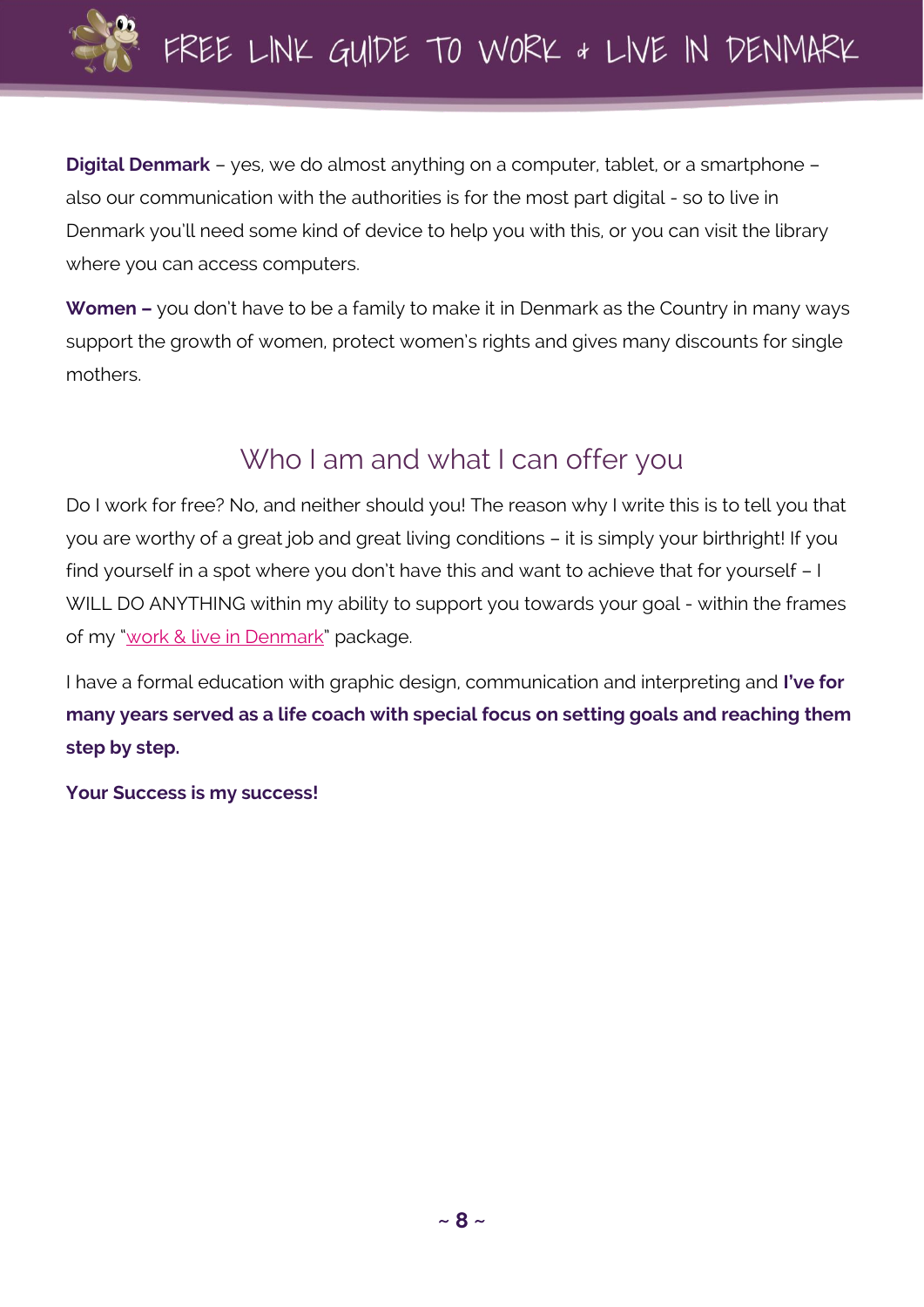**Digital Denmark** – yes, we do almost anything on a computer, tablet, or a smartphone – also our communication with the authorities is for the most part digital - so to live in Denmark you'll need some kind of device to help you with this, or you can visit the library where you can access computers.

**Women –** you don't have to be a family to make it in Denmark as the Country in many ways support the growth of women, protect women's rights and gives many discounts for single mothers.

## Who I am and what I can offer you

Do I work for free? No, and neither should you! The reason why I write this is to tell you that you are worthy of a great job and great living conditions – it is simply your birthright! If you find yourself in a spot where you don't have this and want to achieve that for yourself – I WILL DO ANYTHING within my ability to support you towards your goal - within the frames of my "work & live in Denmark" package.

I have a formal education with graphic design, communication and interpreting and **I've for many years served as a life coach with special focus on setting goals and reaching them step by step.**

**Your Success is my success!**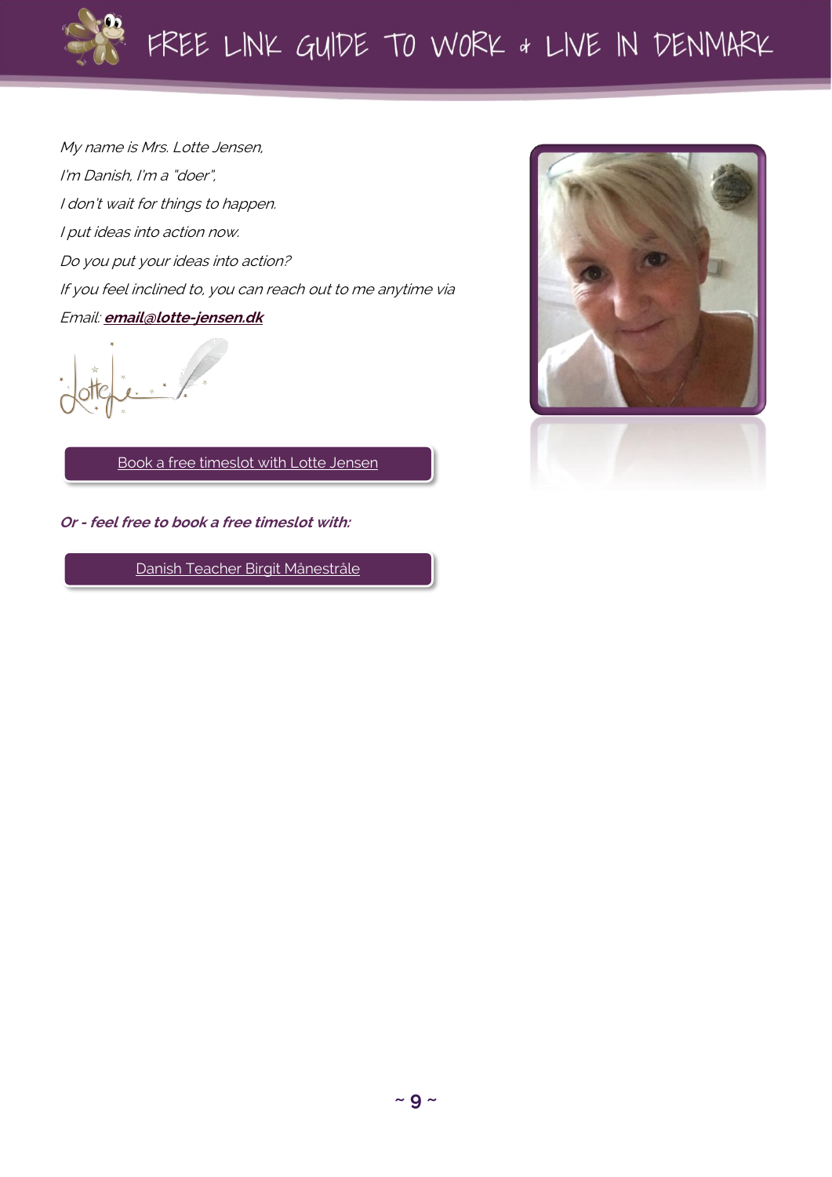*My name is Mrs. Lotte Jensen,*

*I'm Danish, I'm a "doer",*

*I don't wait for things to happen.*

*I put ideas into action now.*

*Do you put your ideas into action?*

*If you feel inclined to, you can reach out to me anytime via*

*Email:* ***email@lotte-jensen.dk***

Book a free timeslot with Lotte Jensen

***Or - feel free to book a free timeslot with:***

Danish Teacher Birgit Månestråle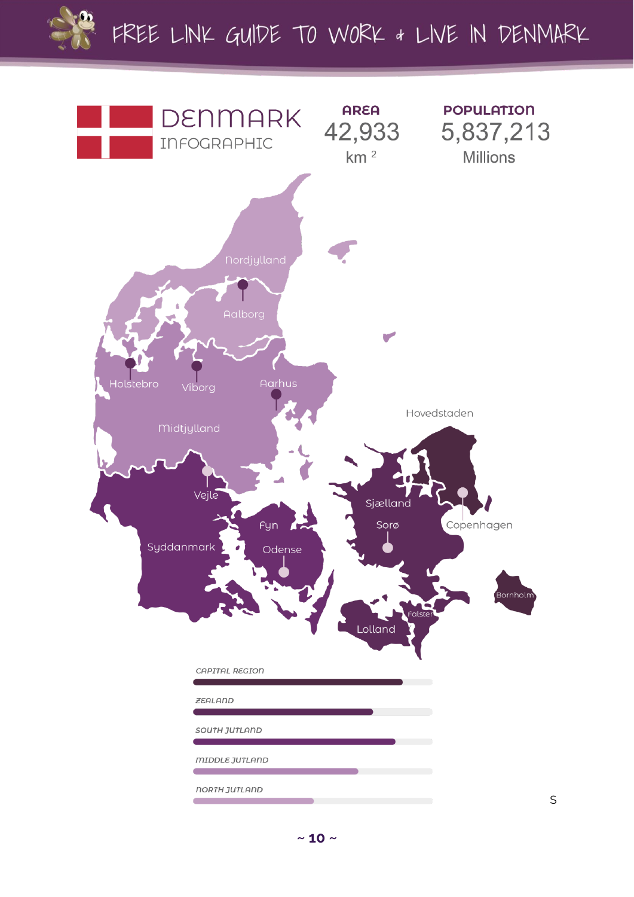# DENMARK INFOGRAPHIC

**AREA**
42,933
km 2

**POPULATION**
5,837,213
Millions

Nordjylland
Aalborg
Holstebro
Viborg
Aarhus
Midtjylland
Hovedstaden
Vejle
Sjælland
Sorø
Copenhagen
Fyn
Syddanmark
Odense
Bornholm
Falster
Lolland

CAPITAL REGION

ZEALAND

SOUTH JUTLAND

MIDDLE JUTLAND

NORTH JUTLAND

S